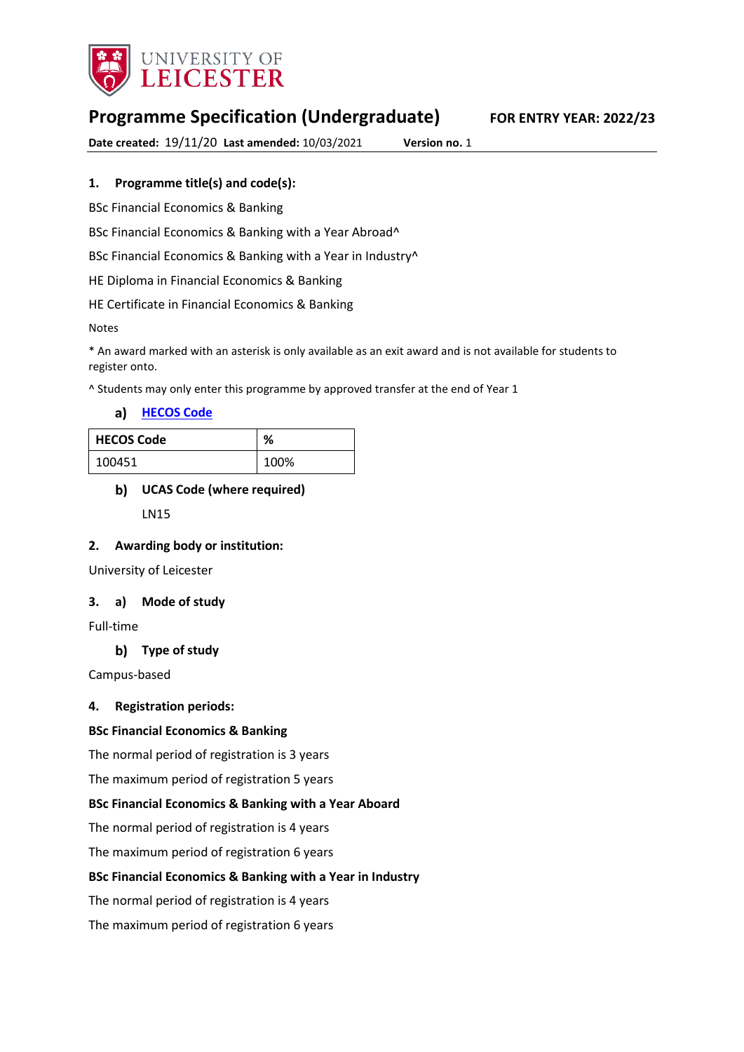UNIVERSITY OF LEICESTER

# Programme Specification (Undergraduate)

**FOR ENTRY YEAR: 2022/23**

**Date created:** 19/11/20 **Last amended:** 10/03/2021 **Version no.** 1

## 1. Programme title(s) and code(s):

BSc Financial Economics & Banking

BSc Financial Economics & Banking with a Year Abroad^

BSc Financial Economics & Banking with a Year in Industry^

HE Diploma in Financial Economics & Banking

HE Certificate in Financial Economics & Banking

Notes

* An award marked with an asterisk is only available as an exit award and is not available for students to register onto.

^ Students may only enter this programme by approved transfer at the end of Year 1

### a) HECOS Code

| HECOS Code | % |
|---|---|
| 100451 | 100% |

### b) UCAS Code (where required)

LN15

## 2. Awarding body or institution:

University of Leicester

## 3. a) Mode of study

Full-time

### b) Type of study

Campus-based

## 4. Registration periods:

**BSc Financial Economics & Banking**

The normal period of registration is 3 years

The maximum period of registration 5 years

**BSc Financial Economics & Banking with a Year Aboard**

The normal period of registration is 4 years

The maximum period of registration 6 years

**BSc Financial Economics & Banking with a Year in Industry**

The normal period of registration is 4 years

The maximum period of registration 6 years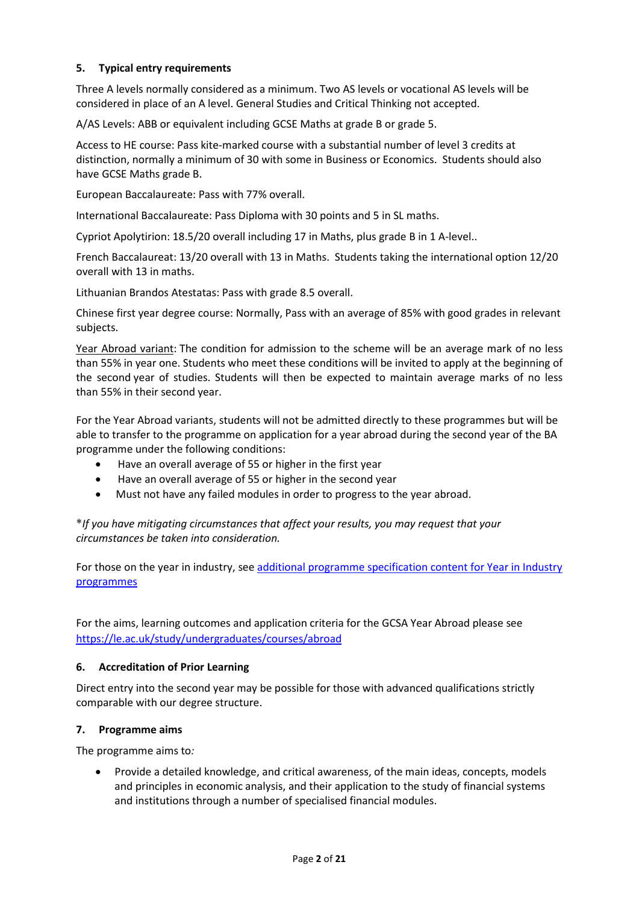### 5. Typical entry requirements

Three A levels normally considered as a minimum. Two AS levels or vocational AS levels will be considered in place of an A level. General Studies and Critical Thinking not accepted.

A/AS Levels: ABB or equivalent including GCSE Maths at grade B or grade 5.

Access to HE course: Pass kite-marked course with a substantial number of level 3 credits at distinction, normally a minimum of 30 with some in Business or Economics. Students should also have GCSE Maths grade B.

European Baccalaureate: Pass with 77% overall.

International Baccalaureate: Pass Diploma with 30 points and 5 in SL maths.

Cypriot Apolytirion: 18.5/20 overall including 17 in Maths, plus grade B in 1 A-level..

French Baccalaureat: 13/20 overall with 13 in Maths. Students taking the international option 12/20 overall with 13 in maths.

Lithuanian Brandos Atestatas: Pass with grade 8.5 overall.

Chinese first year degree course: Normally, Pass with an average of 85% with good grades in relevant subjects.

Year Abroad variant: The condition for admission to the scheme will be an average mark of no less than 55% in year one. Students who meet these conditions will be invited to apply at the beginning of the second year of studies. Students will then be expected to maintain average marks of no less than 55% in their second year.

For the Year Abroad variants, students will not be admitted directly to these programmes but will be able to transfer to the programme on application for a year abroad during the second year of the BA programme under the following conditions:

- Have an overall average of 55 or higher in the first year
- Have an overall average of 55 or higher in the second year
- Must not have any failed modules in order to progress to the year abroad.

**If you have mitigating circumstances that affect your results, you may request that your circumstances be taken into consideration.*

For those on the year in industry, see [additional programme specification content for Year in Industry programmes]()

For the aims, learning outcomes and application criteria for the GCSA Year Abroad please see [https://le.ac.uk/study/undergraduates/courses/abroad](https://le.ac.uk/study/undergraduates/courses/abroad)

### 6. Accreditation of Prior Learning

Direct entry into the second year may be possible for those with advanced qualifications strictly comparable with our degree structure.

### 7. Programme aims

The programme aims to*:*

- Provide a detailed knowledge, and critical awareness, of the main ideas, concepts, models and principles in economic analysis, and their application to the study of financial systems and institutions through a number of specialised financial modules.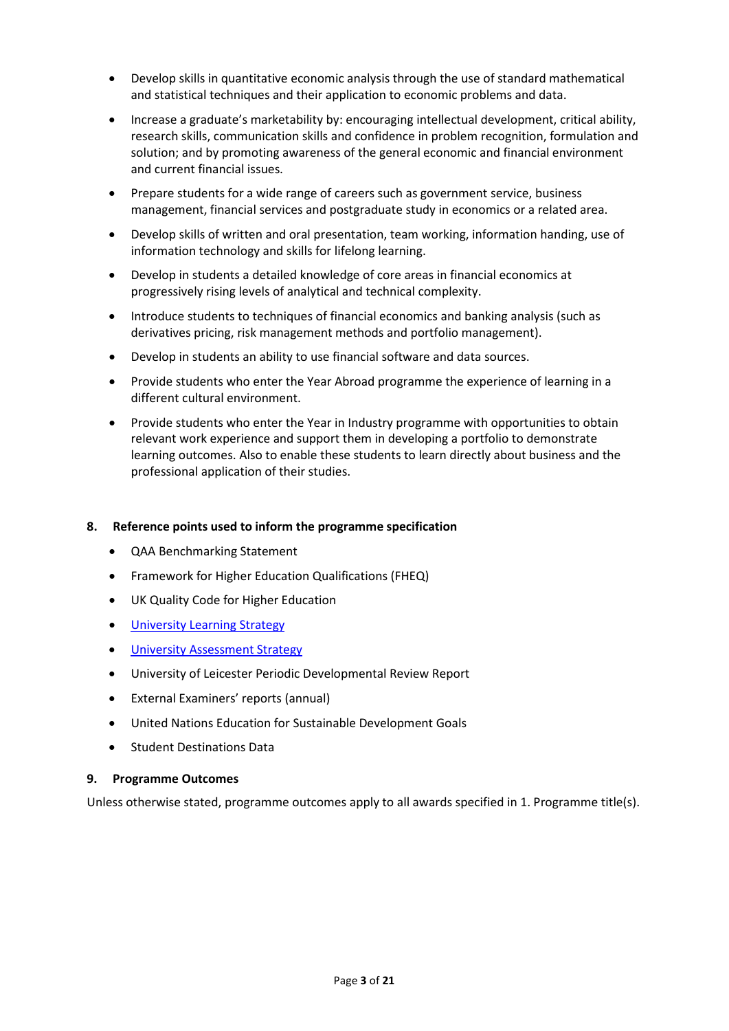- Develop skills in quantitative economic analysis through the use of standard mathematical and statistical techniques and their application to economic problems and data.
- Increase a graduate's marketability by: encouraging intellectual development, critical ability, research skills, communication skills and confidence in problem recognition, formulation and solution; and by promoting awareness of the general economic and financial environment and current financial issues.
- Prepare students for a wide range of careers such as government service, business management, financial services and postgraduate study in economics or a related area.
- Develop skills of written and oral presentation, team working, information handing, use of information technology and skills for lifelong learning.
- Develop in students a detailed knowledge of core areas in financial economics at progressively rising levels of analytical and technical complexity.
- Introduce students to techniques of financial economics and banking analysis (such as derivatives pricing, risk management methods and portfolio management).
- Develop in students an ability to use financial software and data sources.
- Provide students who enter the Year Abroad programme the experience of learning in a different cultural environment.
- Provide students who enter the Year in Industry programme with opportunities to obtain relevant work experience and support them in developing a portfolio to demonstrate learning outcomes. Also to enable these students to learn directly about business and the professional application of their studies.

## 8. Reference points used to inform the programme specification

- QAA Benchmarking Statement
- Framework for Higher Education Qualifications (FHEQ)
- UK Quality Code for Higher Education
- University Learning Strategy
- University Assessment Strategy
- University of Leicester Periodic Developmental Review Report
- External Examiners' reports (annual)
- United Nations Education for Sustainable Development Goals
- Student Destinations Data

## 9. Programme Outcomes

Unless otherwise stated, programme outcomes apply to all awards specified in 1. Programme title(s).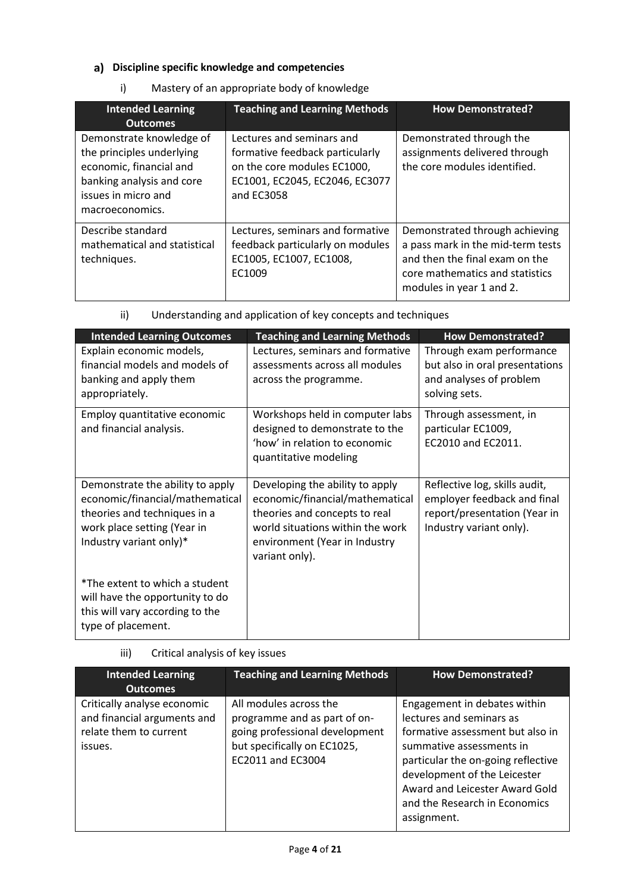## a) Discipline specific knowledge and competencies

i) Mastery of an appropriate body of knowledge

| Intended Learning Outcomes | Teaching and Learning Methods | How Demonstrated? |
| --- | --- | --- |
| Demonstrate knowledge of the principles underlying economic, financial and banking analysis and core issues in micro and macroeconomics. | Lectures and seminars and formative feedback particularly on the core modules EC1000, EC1001, EC2045, EC2046, EC3077 and EC3058 | Demonstrated through the assignments delivered through the core modules identified. |
| Describe standard mathematical and statistical techniques. | Lectures, seminars and formative feedback particularly on modules EC1005, EC1007, EC1008, EC1009 | Demonstrated through achieving a pass mark in the mid-term tests and then the final exam on the core mathematics and statistics modules in year 1 and 2. |

ii) Understanding and application of key concepts and techniques

| Intended Learning Outcomes | Teaching and Learning Methods | How Demonstrated? |
| --- | --- | --- |
| Explain economic models, financial models and models of banking and apply them appropriately. | Lectures, seminars and formative assessments across all modules across the programme. | Through exam performance but also in oral presentations and analyses of problem solving sets. |
| Employ quantitative economic and financial analysis. | Workshops held in computer labs designed to demonstrate to the 'how' in relation to economic quantitative modeling | Through assessment, in particular EC1009, EC2010 and EC2011. |
| Demonstrate the ability to apply economic/financial/mathematical theories and techniques in a work place setting (Year in Industry variant only)*<br><br>*The extent to which a student will have the opportunity to do this will vary according to the type of placement. | Developing the ability to apply economic/financial/mathematical theories and concepts to real world situations within the work environment (Year in Industry variant only). | Reflective log, skills audit, employer feedback and final report/presentation (Year in Industry variant only). |

iii) Critical analysis of key issues

| Intended Learning Outcomes | Teaching and Learning Methods | How Demonstrated? |
| --- | --- | --- |
| Critically analyse economic and financial arguments and relate them to current issues. | All modules across the programme and as part of on-going professional development but specifically on EC1025, EC2011 and EC3004 | Engagement in debates within lectures and seminars as formative assessment but also in summative assessments in particular the on-going reflective development of the Leicester Award and Leicester Award Gold and the Research in Economics assignment. |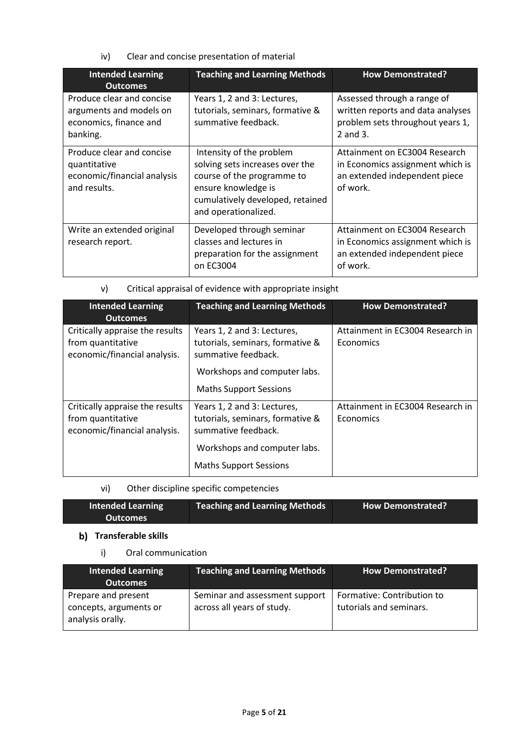iv) Clear and concise presentation of material

| Intended Learning Outcomes | Teaching and Learning Methods | How Demonstrated? |
|---|---|---|
| Produce clear and concise arguments and models on economics, finance and banking. | Years 1, 2 and 3: Lectures, tutorials, seminars, formative & summative feedback. | Assessed through a range of written reports and data analyses problem sets throughout years 1, 2 and 3. |
| Produce clear and concise quantitative economic/financial analysis and results. | Intensity of the problem solving sets increases over the course of the programme to ensure knowledge is cumulatively developed, retained and operationalized. | Attainment on EC3004 Research in Economics assignment which is an extended independent piece of work. |
| Write an extended original research report. | Developed through seminar classes and lectures in preparation for the assignment on EC3004 | Attainment on EC3004 Research in Economics assignment which is an extended independent piece of work. |

v) Critical appraisal of evidence with appropriate insight

| Intended Learning Outcomes | Teaching and Learning Methods | How Demonstrated? |
|---|---|---|
| Critically appraise the results from quantitative economic/financial analysis. | Years 1, 2 and 3: Lectures, tutorials, seminars, formative & summative feedback. Workshops and computer labs. Maths Support Sessions | Attainment in EC3004 Research in Economics |
| Critically appraise the results from quantitative economic/financial analysis. | Years 1, 2 and 3: Lectures, tutorials, seminars, formative & summative feedback. Workshops and computer labs. Maths Support Sessions | Attainment in EC3004 Research in Economics |

vi) Other discipline specific competencies

| Intended Learning Outcomes | Teaching and Learning Methods | How Demonstrated? |
|---|---|---|

## b) Transferable skills

i) Oral communication

| Intended Learning Outcomes | Teaching and Learning Methods | How Demonstrated? |
|---|---|---|
| Prepare and present concepts, arguments or analysis orally. | Seminar and assessment support across all years of study. | Formative: Contribution to tutorials and seminars. |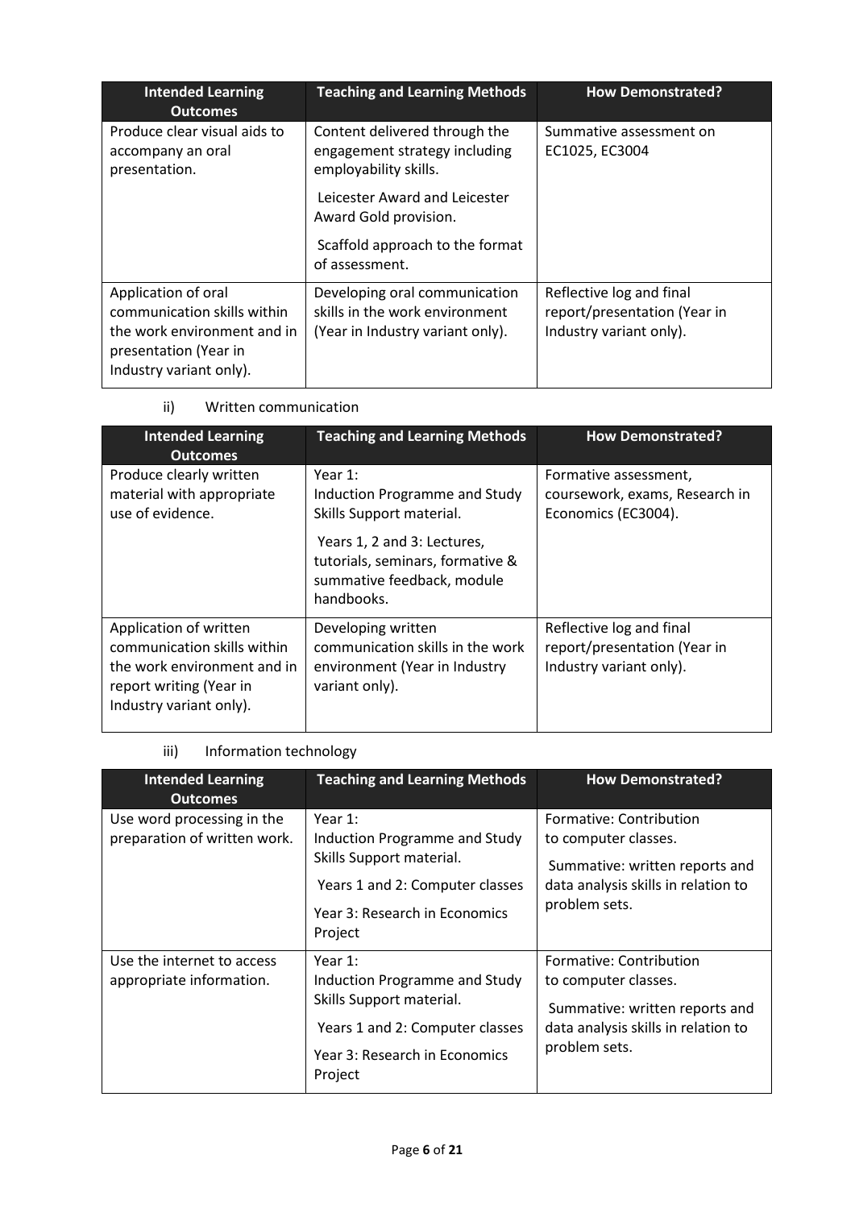| Intended Learning Outcomes | Teaching and Learning Methods | How Demonstrated? |
|---|---|---|
| Produce clear visual aids to accompany an oral presentation. | Content delivered through the engagement strategy including employability skills.<br><br>Leicester Award and Leicester Award Gold provision.<br><br>Scaffold approach to the format of assessment. | Summative assessment on EC1025, EC3004 |
| Application of oral communication skills within the work environment and in presentation (Year in Industry variant only). | Developing oral communication skills in the work environment (Year in Industry variant only). | Reflective log and final report/presentation (Year in Industry variant only). |

ii) Written communication

| Intended Learning Outcomes | Teaching and Learning Methods | How Demonstrated? |
|---|---|---|
| Produce clearly written material with appropriate use of evidence. | Year 1:<br>Induction Programme and Study Skills Support material.<br><br>Years 1, 2 and 3: Lectures, tutorials, seminars, formative & summative feedback, module handbooks. | Formative assessment, coursework, exams, Research in Economics (EC3004). |
| Application of written communication skills within the work environment and in report writing (Year in Industry variant only). | Developing written communication skills in the work environment (Year in Industry variant only). | Reflective log and final report/presentation (Year in Industry variant only). |

iii) Information technology

| Intended Learning Outcomes | Teaching and Learning Methods | How Demonstrated? |
|---|---|---|
| Use word processing in the preparation of written work. | Year 1:<br>Induction Programme and Study Skills Support material.<br><br>Years 1 and 2: Computer classes<br><br>Year 3: Research in Economics Project | Formative: Contribution to computer classes.<br><br>Summative: written reports and data analysis skills in relation to problem sets. |
| Use the internet to access appropriate information. | Year 1:<br>Induction Programme and Study Skills Support material.<br><br>Years 1 and 2: Computer classes<br><br>Year 3: Research in Economics Project | Formative: Contribution to computer classes.<br><br>Summative: written reports and data analysis skills in relation to problem sets. |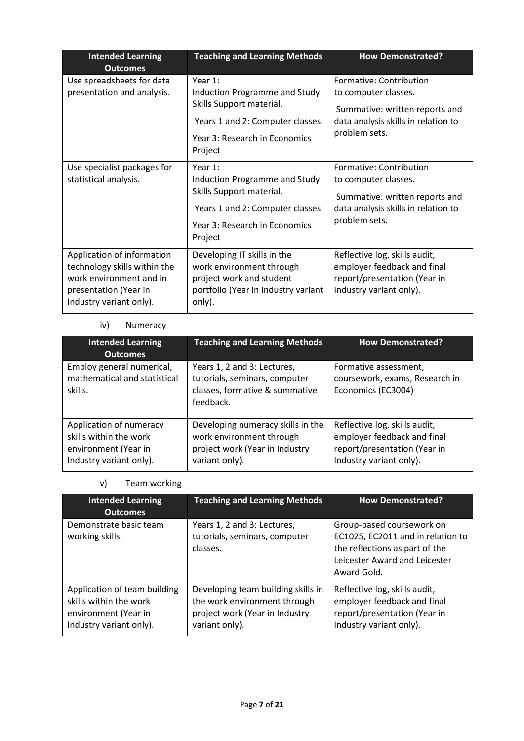| Intended Learning Outcomes | Teaching and Learning Methods | How Demonstrated? |
|---|---|---|
| Use spreadsheets for data presentation and analysis. | Year 1: Induction Programme and Study Skills Support material.<br>Years 1 and 2: Computer classes<br>Year 3: Research in Economics Project | Formative: Contribution to computer classes.<br>Summative: written reports and data analysis skills in relation to problem sets. |
| Use specialist packages for statistical analysis. | Year 1: Induction Programme and Study Skills Support material.<br>Years 1 and 2: Computer classes<br>Year 3: Research in Economics Project | Formative: Contribution to computer classes.<br>Summative: written reports and data analysis skills in relation to problem sets. |
| Application of information technology skills within the work environment and in presentation (Year in Industry variant only). | Developing IT skills in the work environment through project work and student portfolio (Year in Industry variant only). | Reflective log, skills audit, employer feedback and final report/presentation (Year in Industry variant only). |

iv) Numeracy

| Intended Learning Outcomes | Teaching and Learning Methods | How Demonstrated? |
|---|---|---|
| Employ general numerical, mathematical and statistical skills. | Years 1, 2 and 3: Lectures, tutorials, seminars, computer classes, formative & summative feedback. | Formative assessment, coursework, exams, Research in Economics (EC3004) |
| Application of numeracy skills within the work environment (Year in Industry variant only). | Developing numeracy skills in the work environment through project work (Year in Industry variant only). | Reflective log, skills audit, employer feedback and final report/presentation (Year in Industry variant only). |

v) Team working

| Intended Learning Outcomes | Teaching and Learning Methods | How Demonstrated? |
|---|---|---|
| Demonstrate basic team working skills. | Years 1, 2 and 3: Lectures, tutorials, seminars, computer classes. | Group-based coursework on EC1025, EC2011 and in relation to the reflections as part of the Leicester Award and Leicester Award Gold. |
| Application of team building skills within the work environment (Year in Industry variant only). | Developing team building skills in the work environment through project work (Year in Industry variant only). | Reflective log, skills audit, employer feedback and final report/presentation (Year in Industry variant only). |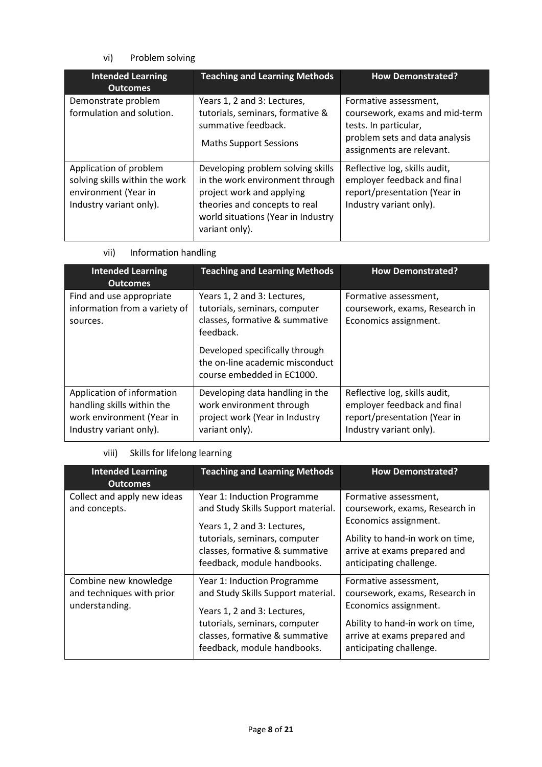vi) Problem solving

| Intended Learning Outcomes | Teaching and Learning Methods | How Demonstrated? |
|---|---|---|
| Demonstrate problem formulation and solution. | Years 1, 2 and 3: Lectures, tutorials, seminars, formative & summative feedback.<br><br>Maths Support Sessions | Formative assessment, coursework, exams and mid-term tests. In particular, problem sets and data analysis assignments are relevant. |
| Application of problem solving skills within the work environment (Year in Industry variant only). | Developing problem solving skills in the work environment through project work and applying theories and concepts to real world situations (Year in Industry variant only). | Reflective log, skills audit, employer feedback and final report/presentation (Year in Industry variant only). |

vii) Information handling

| Intended Learning Outcomes | Teaching and Learning Methods | How Demonstrated? |
|---|---|---|
| Find and use appropriate information from a variety of sources. | Years 1, 2 and 3: Lectures, tutorials, seminars, computer classes, formative & summative feedback.<br><br>Developed specifically through the on-line academic misconduct course embedded in EC1000. | Formative assessment, coursework, exams, Research in Economics assignment. |
| Application of information handling skills within the work environment (Year in Industry variant only). | Developing data handling in the work environment through project work (Year in Industry variant only). | Reflective log, skills audit, employer feedback and final report/presentation (Year in Industry variant only). |

viii) Skills for lifelong learning

| Intended Learning Outcomes | Teaching and Learning Methods | How Demonstrated? |
|---|---|---|
| Collect and apply new ideas and concepts. | Year 1: Induction Programme and Study Skills Support material.<br><br>Years 1, 2 and 3: Lectures, tutorials, seminars, computer classes, formative & summative feedback, module handbooks. | Formative assessment, coursework, exams, Research in Economics assignment.<br><br>Ability to hand-in work on time, arrive at exams prepared and anticipating challenge. |
| Combine new knowledge and techniques with prior understanding. | Year 1: Induction Programme and Study Skills Support material.<br><br>Years 1, 2 and 3: Lectures, tutorials, seminars, computer classes, formative & summative feedback, module handbooks. | Formative assessment, coursework, exams, Research in Economics assignment.<br><br>Ability to hand-in work on time, arrive at exams prepared and anticipating challenge. |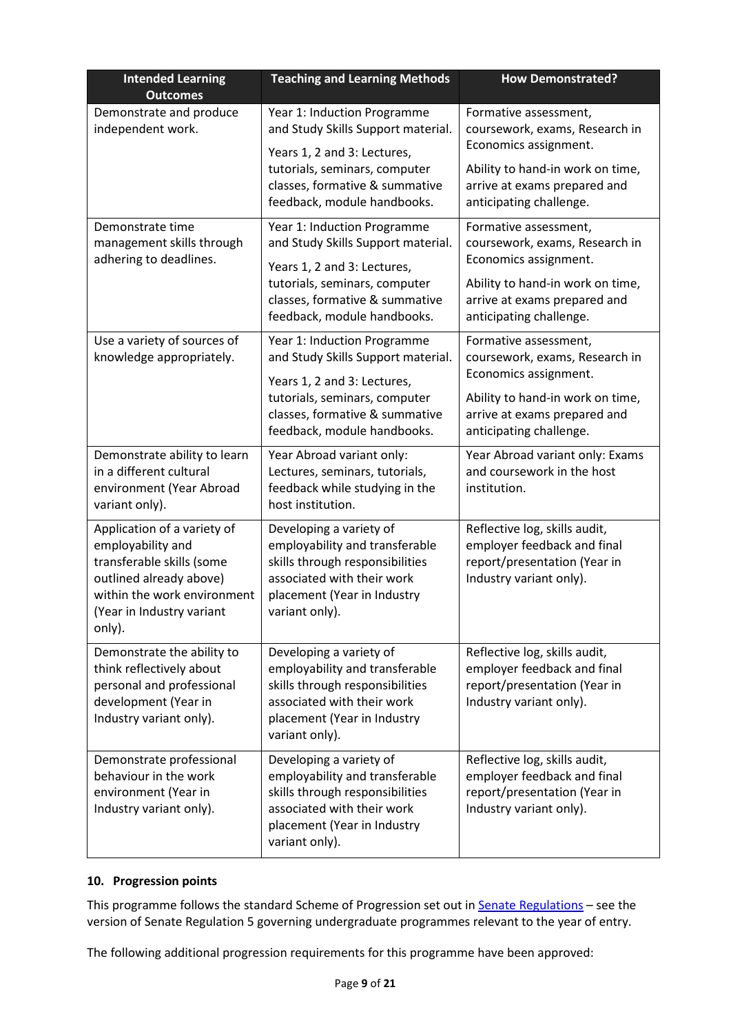| Intended Learning Outcomes | Teaching and Learning Methods | How Demonstrated? |
| --- | --- | --- |
| Demonstrate and produce independent work. | Year 1: Induction Programme and Study Skills Support material. Years 1, 2 and 3: Lectures, tutorials, seminars, computer classes, formative & summative feedback, module handbooks. | Formative assessment, coursework, exams, Research in Economics assignment. Ability to hand-in work on time, arrive at exams prepared and anticipating challenge. |
| Demonstrate time management skills through adhering to deadlines. | Year 1: Induction Programme and Study Skills Support material. Years 1, 2 and 3: Lectures, tutorials, seminars, computer classes, formative & summative feedback, module handbooks. | Formative assessment, coursework, exams, Research in Economics assignment. Ability to hand-in work on time, arrive at exams prepared and anticipating challenge. |
| Use a variety of sources of knowledge appropriately. | Year 1: Induction Programme and Study Skills Support material. Years 1, 2 and 3: Lectures, tutorials, seminars, computer classes, formative & summative feedback, module handbooks. | Formative assessment, coursework, exams, Research in Economics assignment. Ability to hand-in work on time, arrive at exams prepared and anticipating challenge. |
| Demonstrate ability to learn in a different cultural environment (Year Abroad variant only). | Year Abroad variant only: Lectures, seminars, tutorials, feedback while studying in the host institution. | Year Abroad variant only: Exams and coursework in the host institution. |
| Application of a variety of employability and transferable skills (some outlined already above) within the work environment (Year in Industry variant only). | Developing a variety of employability and transferable skills through responsibilities associated with their work placement (Year in Industry variant only). | Reflective log, skills audit, employer feedback and final report/presentation (Year in Industry variant only). |
| Demonstrate the ability to think reflectively about personal and professional development (Year in Industry variant only). | Developing a variety of employability and transferable skills through responsibilities associated with their work placement (Year in Industry variant only). | Reflective log, skills audit, employer feedback and final report/presentation (Year in Industry variant only). |
| Demonstrate professional behaviour in the work environment (Year in Industry variant only). | Developing a variety of employability and transferable skills through responsibilities associated with their work placement (Year in Industry variant only). | Reflective log, skills audit, employer feedback and final report/presentation (Year in Industry variant only). |

## 10. Progression points

This programme follows the standard Scheme of Progression set out in Senate Regulations – see the version of Senate Regulation 5 governing undergraduate programmes relevant to the year of entry.

The following additional progression requirements for this programme have been approved: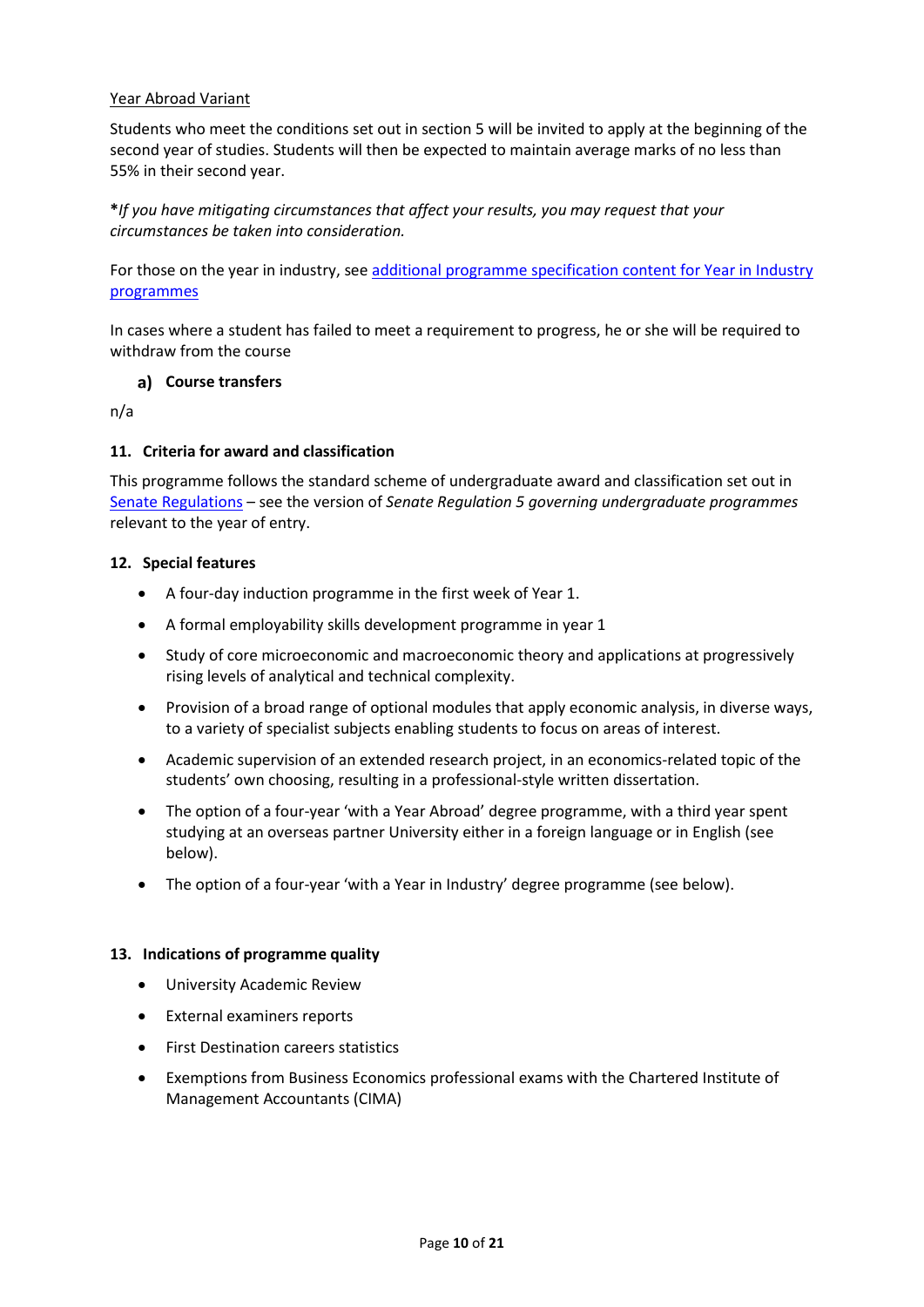Year Abroad Variant

Students who meet the conditions set out in section 5 will be invited to apply at the beginning of the second year of studies. Students will then be expected to maintain average marks of no less than 55% in their second year.

***If you have mitigating circumstances that affect your results, you may request that your circumstances be taken into consideration.***

For those on the year in industry, see [additional programme specification content for Year in Industry programmes]()

In cases where a student has failed to meet a requirement to progress, he or she will be required to withdraw from the course

### a) Course transfers

n/a

### 11. Criteria for award and classification

This programme follows the standard scheme of undergraduate award and classification set out in [Senate Regulations]() – see the version of *Senate Regulation 5 governing undergraduate programmes* relevant to the year of entry.

### 12. Special features

- A four-day induction programme in the first week of Year 1.
- A formal employability skills development programme in year 1
- Study of core microeconomic and macroeconomic theory and applications at progressively rising levels of analytical and technical complexity.
- Provision of a broad range of optional modules that apply economic analysis, in diverse ways, to a variety of specialist subjects enabling students to focus on areas of interest.
- Academic supervision of an extended research project, in an economics-related topic of the students' own choosing, resulting in a professional-style written dissertation.
- The option of a four-year 'with a Year Abroad' degree programme, with a third year spent studying at an overseas partner University either in a foreign language or in English (see below).
- The option of a four-year 'with a Year in Industry' degree programme (see below).

### 13. Indications of programme quality

- University Academic Review
- External examiners reports
- First Destination careers statistics
- Exemptions from Business Economics professional exams with the Chartered Institute of Management Accountants (CIMA)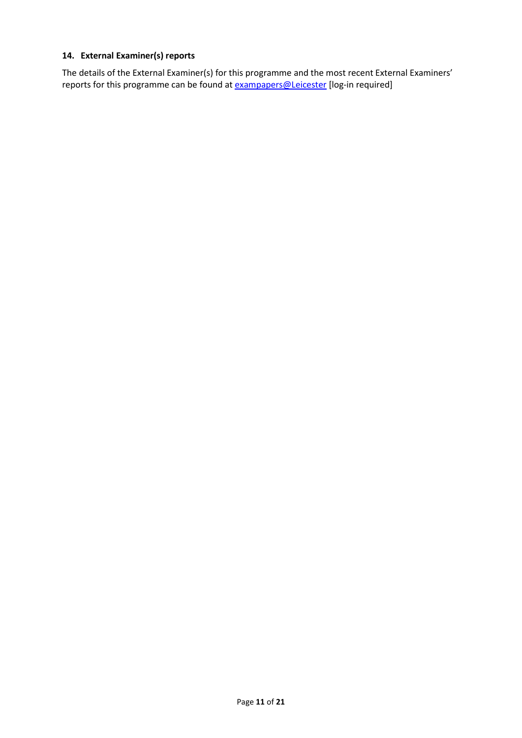### 14. External Examiner(s) reports

The details of the External Examiner(s) for this programme and the most recent External Examiners' reports for this programme can be found at exampapers@Leicester [log-in required]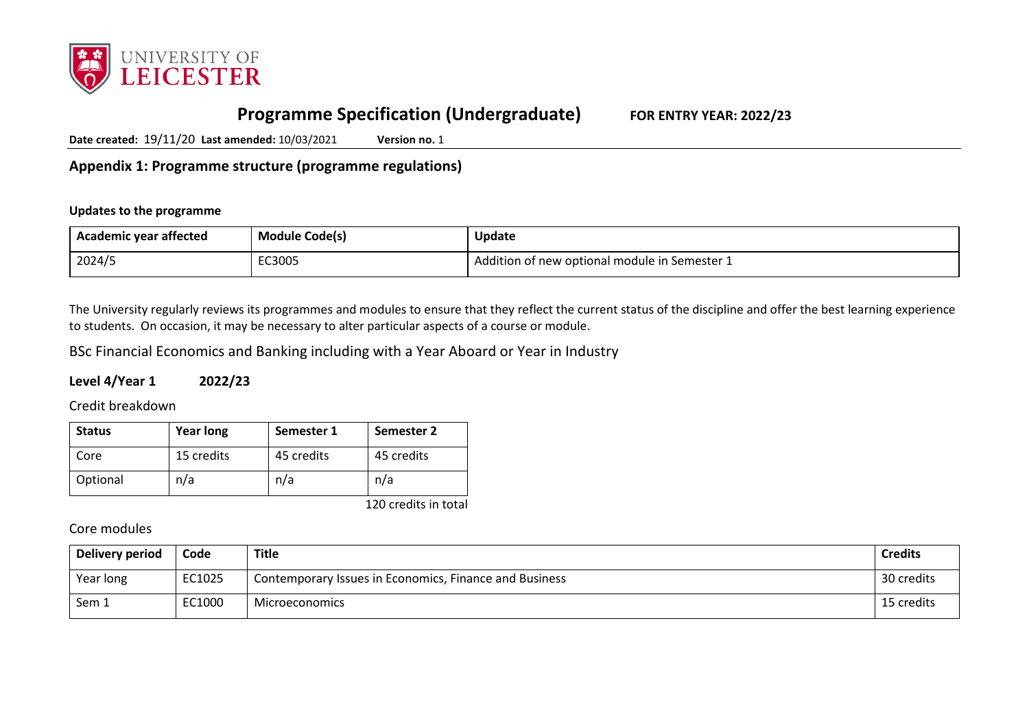# Programme Specification (Undergraduate)    FOR ENTRY YEAR: 2022/23

**Date created:** 19/11/20 **Last amended:** 10/03/2021 **Version no.** 1

## Appendix 1: Programme structure (programme regulations)

**Updates to the programme**

| Academic year affected | Module Code(s) | Update |
| --- | --- | --- |
| 2024/5 | EC3005 | Addition of new optional module in Semester 1 |

The University regularly reviews its programmes and modules to ensure that they reflect the current status of the discipline and offer the best learning experience to students. On occasion, it may be necessary to alter particular aspects of a course or module.

BSc Financial Economics and Banking including with a Year Aboard or Year in Industry

### Level 4/Year 1    2022/23

Credit breakdown

| Status | Year long | Semester 1 | Semester 2 |
| --- | --- | --- | --- |
| Core | 15 credits | 45 credits | 45 credits |
| Optional | n/a | n/a | n/a |

120 credits in total

Core modules

| Delivery period | Code | Title | Credits |
| --- | --- | --- | --- |
| Year long | EC1025 | Contemporary Issues in Economics, Finance and Business | 30 credits |
| Sem 1 | EC1000 | Microeconomics | 15 credits |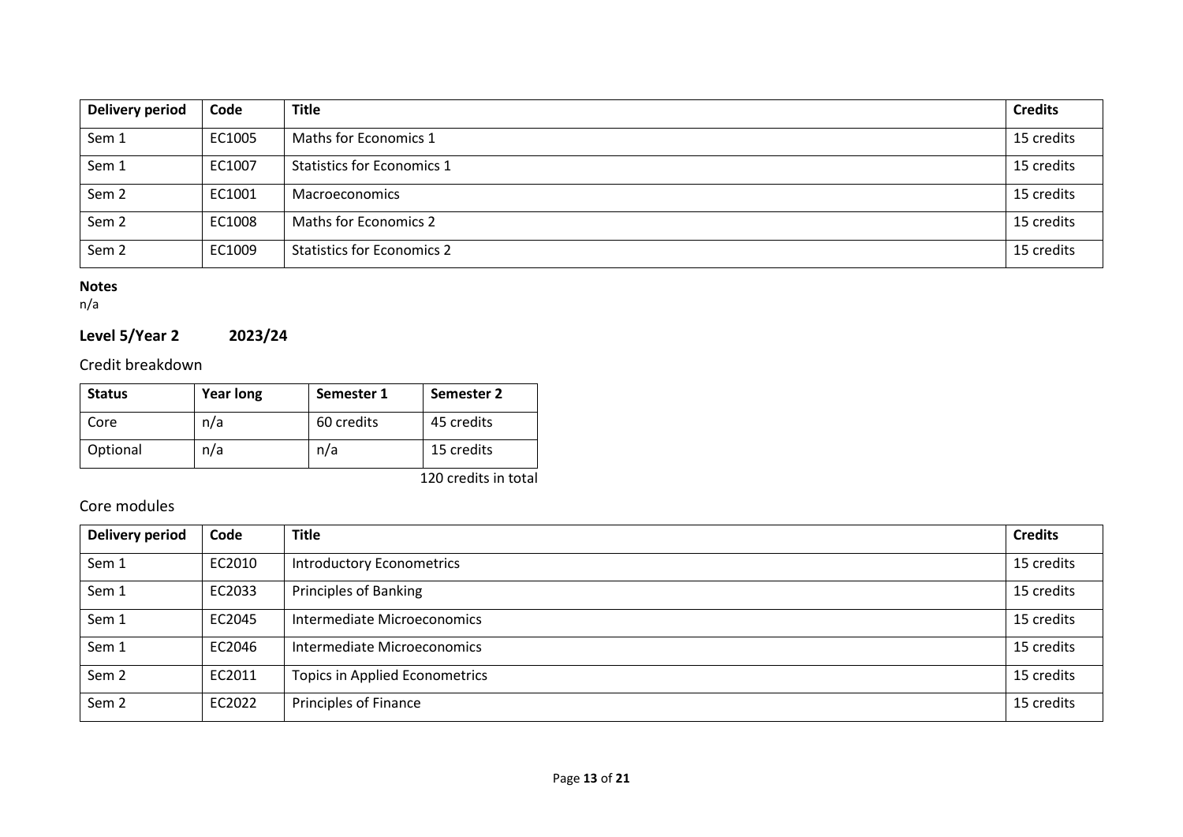| Delivery period | Code | Title | Credits |
|---|---|---|---|
| Sem 1 | EC1005 | Maths for Economics 1 | 15 credits |
| Sem 1 | EC1007 | Statistics for Economics 1 | 15 credits |
| Sem 2 | EC1001 | Macroeconomics | 15 credits |
| Sem 2 | EC1008 | Maths for Economics 2 | 15 credits |
| Sem 2 | EC1009 | Statistics for Economics 2 | 15 credits |

**Notes**

n/a

## Level 5/Year 2 2023/24

### Credit breakdown

| Status | Year long | Semester 1 | Semester 2 |
|---|---|---|---|
| Core | n/a | 60 credits | 45 credits |
| Optional | n/a | n/a | 15 credits |

120 credits in total

### Core modules

| Delivery period | Code | Title | Credits |
|---|---|---|---|
| Sem 1 | EC2010 | Introductory Econometrics | 15 credits |
| Sem 1 | EC2033 | Principles of Banking | 15 credits |
| Sem 1 | EC2045 | Intermediate Microeconomics | 15 credits |
| Sem 1 | EC2046 | Intermediate Microeconomics | 15 credits |
| Sem 2 | EC2011 | Topics in Applied Econometrics | 15 credits |
| Sem 2 | EC2022 | Principles of Finance | 15 credits |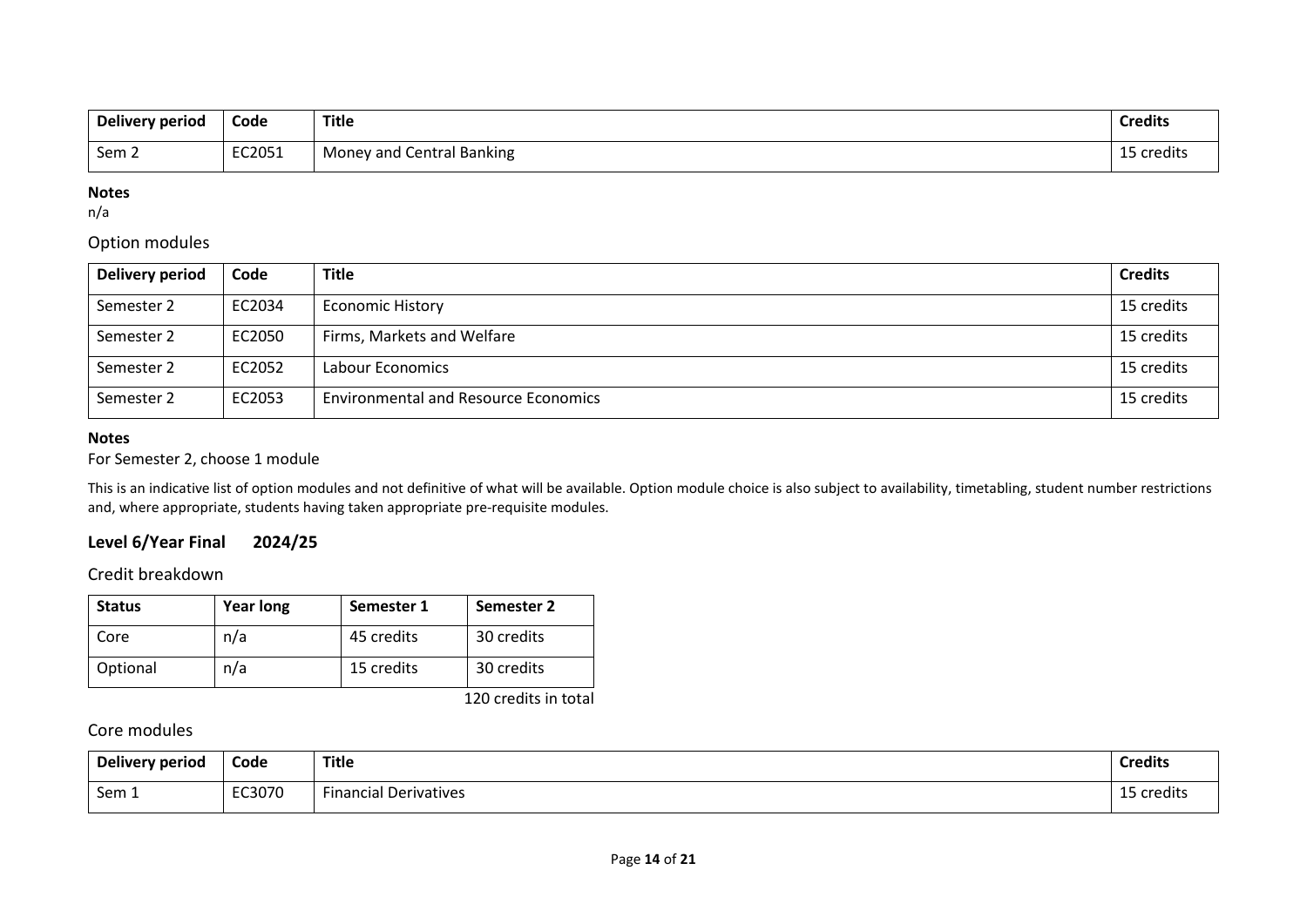| Delivery period | Code | Title | Credits |
| --- | --- | --- | --- |
| Sem 2 | EC2051 | Money and Central Banking | 15 credits |

**Notes**
n/a

### Option modules

| Delivery period | Code | Title | Credits |
| --- | --- | --- | --- |
| Semester 2 | EC2034 | Economic History | 15 credits |
| Semester 2 | EC2050 | Firms, Markets and Welfare | 15 credits |
| Semester 2 | EC2052 | Labour Economics | 15 credits |
| Semester 2 | EC2053 | Environmental and Resource Economics | 15 credits |

**Notes**

For Semester 2, choose 1 module

This is an indicative list of option modules and not definitive of what will be available. Option module choice is also subject to availability, timetabling, student number restrictions and, where appropriate, students having taken appropriate pre-requisite modules.

## Level 6/Year Final 2024/25

### Credit breakdown

| Status | Year long | Semester 1 | Semester 2 |
| --- | --- | --- | --- |
| Core | n/a | 45 credits | 30 credits |
| Optional | n/a | 15 credits | 30 credits |

120 credits in total

### Core modules

| Delivery period | Code | Title | Credits |
| --- | --- | --- | --- |
| Sem 1 | EC3070 | Financial Derivatives | 15 credits |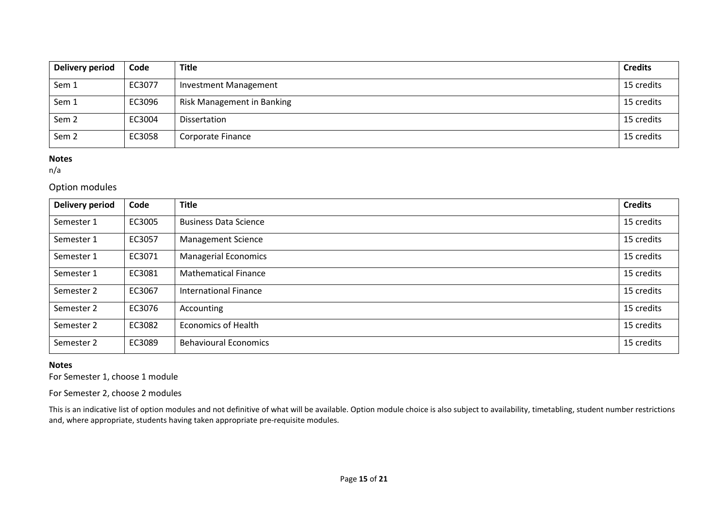| Delivery period | Code | Title | Credits |
|---|---|---|---|
| Sem 1 | EC3077 | Investment Management | 15 credits |
| Sem 1 | EC3096 | Risk Management in Banking | 15 credits |
| Sem 2 | EC3004 | Dissertation | 15 credits |
| Sem 2 | EC3058 | Corporate Finance | 15 credits |

**Notes**

n/a

## Option modules

| Delivery period | Code | Title | Credits |
|---|---|---|---|
| Semester 1 | EC3005 | Business Data Science | 15 credits |
| Semester 1 | EC3057 | Management Science | 15 credits |
| Semester 1 | EC3071 | Managerial Economics | 15 credits |
| Semester 1 | EC3081 | Mathematical Finance | 15 credits |
| Semester 2 | EC3067 | International Finance | 15 credits |
| Semester 2 | EC3076 | Accounting | 15 credits |
| Semester 2 | EC3082 | Economics of Health | 15 credits |
| Semester 2 | EC3089 | Behavioural Economics | 15 credits |

**Notes**

For Semester 1, choose 1 module

For Semester 2, choose 2 modules

This is an indicative list of option modules and not definitive of what will be available. Option module choice is also subject to availability, timetabling, student number restrictions and, where appropriate, students having taken appropriate pre-requisite modules.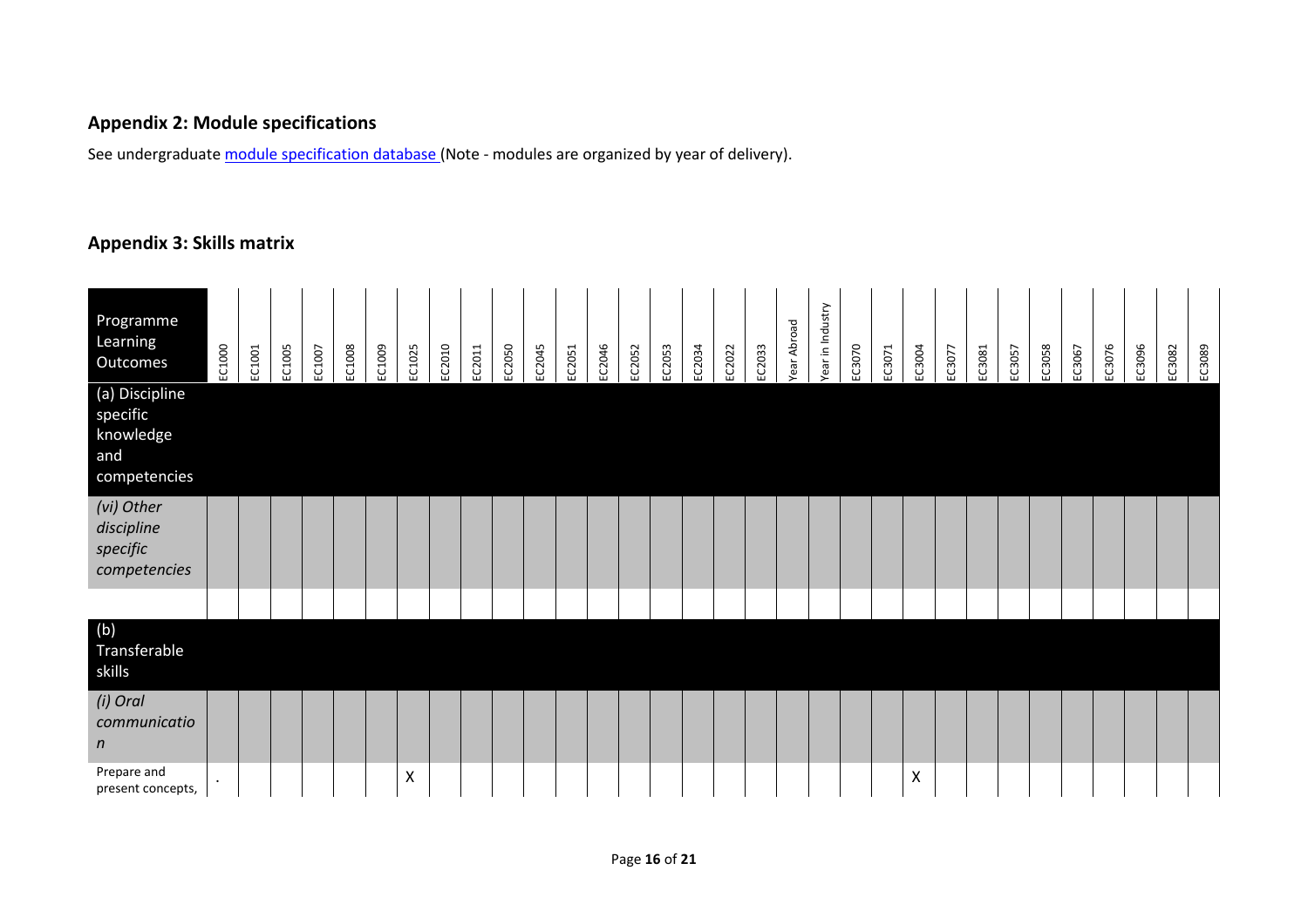## Appendix 2: Module specifications

See undergraduate module specification database (Note - modules are organized by year of delivery).

## Appendix 3: Skills matrix

| Programme Learning Outcomes | EC1000 | EC1001 | EC1005 | EC1007 | EC1008 | EC1009 | EC1025 | EC2010 | EC2011 | EC2050 | EC2045 | EC2051 | EC2046 | EC2052 | EC2053 | EC2034 | EC2022 | EC2033 | Year Abroad | Year in Industry | EC3070 | EC3071 | EC3004 | EC3077 | EC3081 | EC3057 | EC3058 | EC3067 | EC3076 | EC3096 | EC3082 | EC3089 |
|---|---|---|---|---|---|---|---|---|---|---|---|---|---|---|---|---|---|---|---|---|---|---|---|---|---|---|---|---|---|---|---|---|
| (a) Discipline specific knowledge and competencies | | | | | | | | | | | | | | | | | | | | | | | | | | | | | | | | |
| *(vi) Other discipline specific competencies* | | | | | | | | | | | | | | | | | | | | | | | | | | | | | | | | |
| | | | | | | | | | | | | | | | | | | | | | | | | | | | | | | | | |
| (b) Transferable skills | | | | | | | | | | | | | | | | | | | | | | | | | | | | | | | | |
| *(i) Oral communication* | | | | | | | | | | | | | | | | | | | | | | | | | | | | | | | | |
| Prepare and present concepts, | . | | | | | | X | | | | | | | | | | | | | | | | X | | | | | | | | | |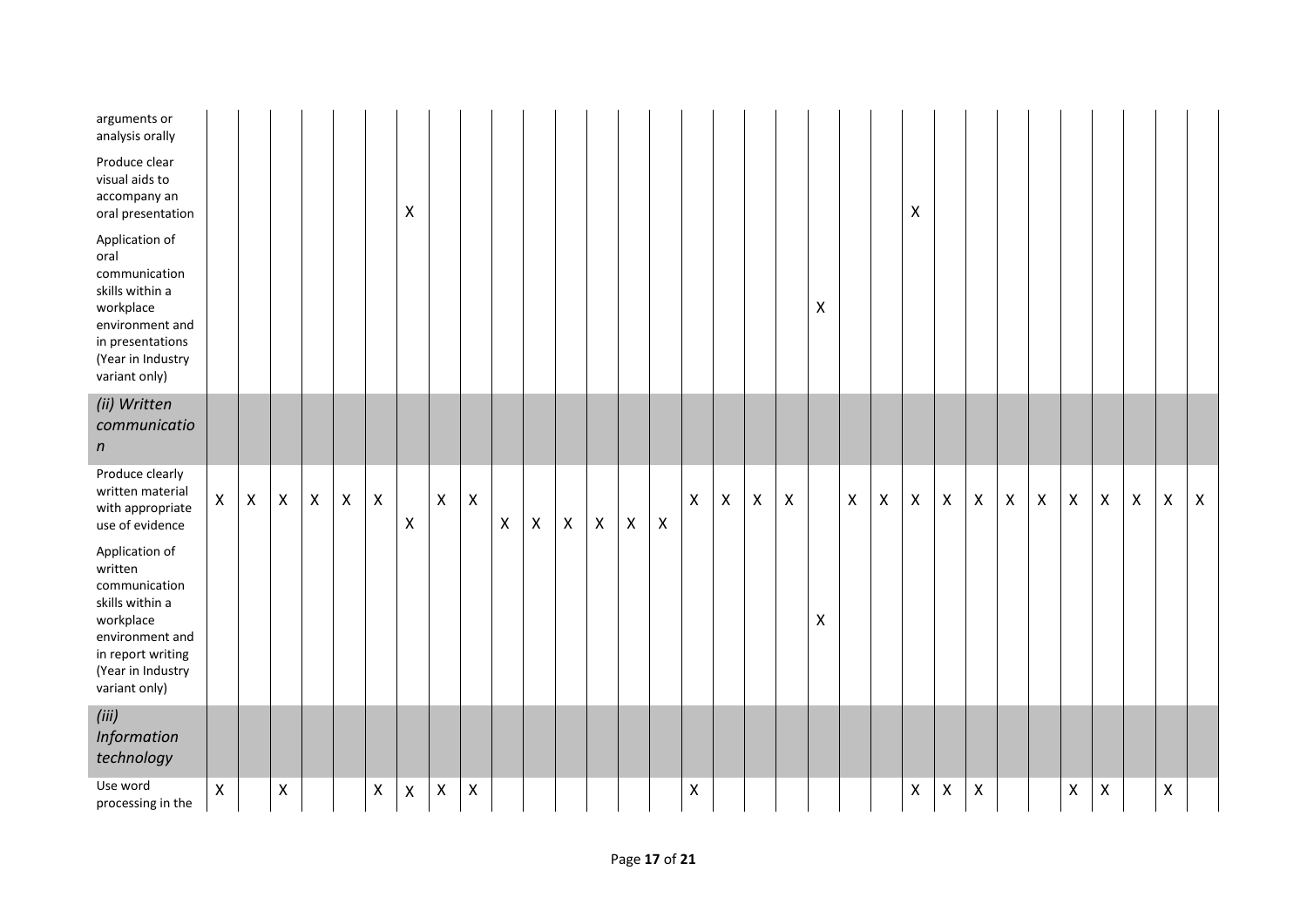| | | | | | | | | | | | | | | | | | | | | | | | | | | | | | | | | |
|---|---|---|---|---|---|---|---|---|---|---|---|---|---|---|---|---|---|---|---|---|---|---|---|---|---|---|---|---|---|---|---|---|
| arguments or analysis orally | | | | | | | | | | | | | | | | | | | | | | | | | | | | | | | | |
| Produce clear visual aids to accompany an oral presentation | | | | | | | X | | | | | | | | | | | | | | | | X | | | | | | | | | |
| Application of oral communication skills within a workplace environment and in presentations (Year in Industry variant only) | | | | | | | | | | | | | | | | | | | | X | | | | | | | | | | | | |
| *(ii) Written communication* | | | | | | | | | | | | | | | | | | | | | | | | | | | | | | | | |
| Produce clearly written material with appropriate use of evidence | X | X | X | X | X | X | X | X | X | X | X | X | X | X | X | X | X | X | X | | X | X | X | X | X | X | X | X | X | X | X | X |
| Application of written communication skills within a workplace environment and in report writing (Year in Industry variant only) | | | | | | | | | | | | | | | | | | | | X | | | | | | | | | | | | |
| *(iii) Information technology* | | | | | | | | | | | | | | | | | | | | | | | | | | | | | | | | |
| Use word processing in the | X | | X | | | X | X | X | X | | | | | | | X | | | | | | | X | X | X | | | X | X | | X | |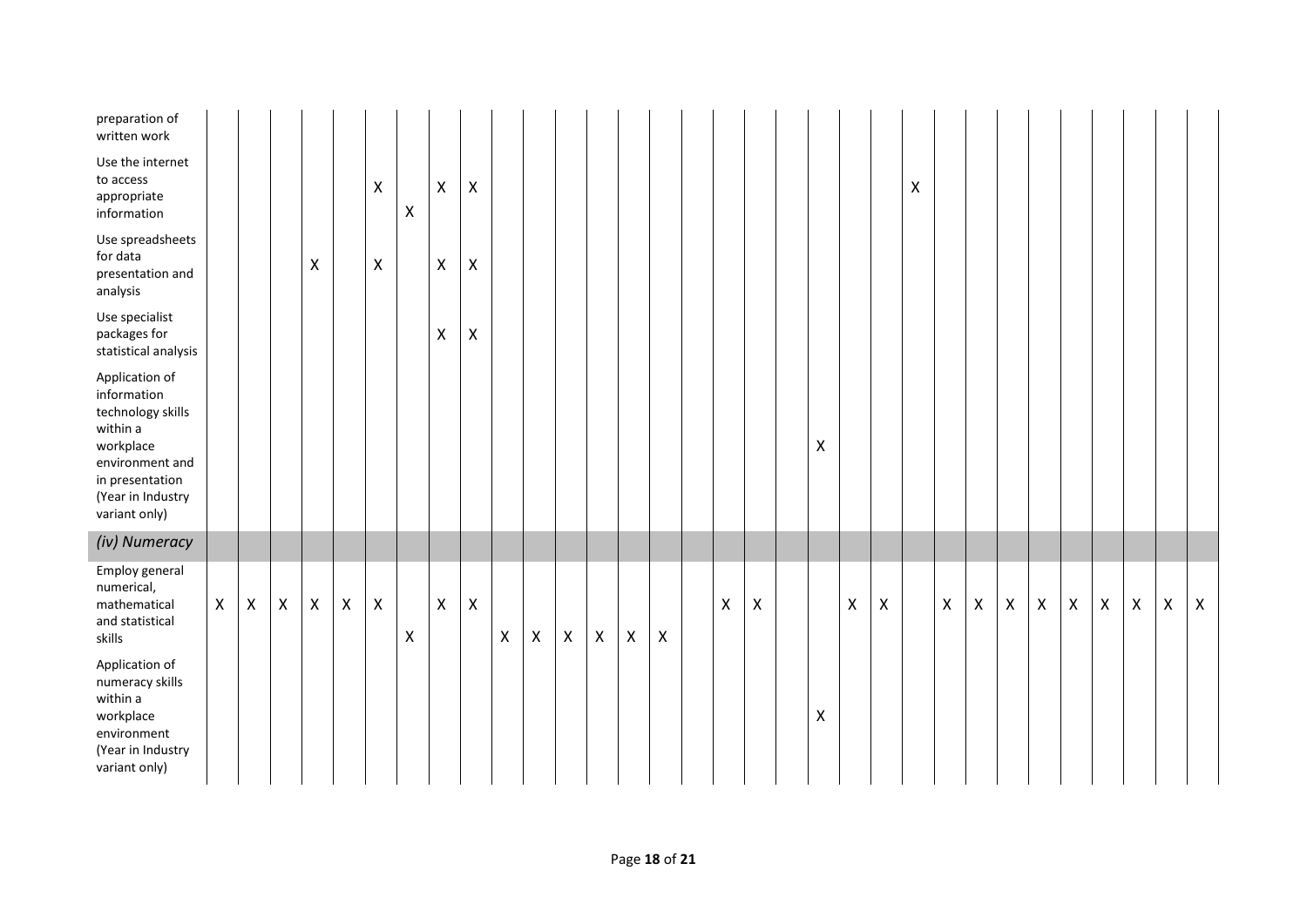| | | | | | | | | | | | | | | | | | | | | | | | | | | | | | | | | |
|---|---|---|---|---|---|---|---|---|---|---|---|---|---|---|---|---|---|---|---|---|---|---|---|---|---|---|---|---|---|---|---|---|
| preparation of written work | | | | | | | | | | | | | | | | | | | | | | | | | | | | | | | | |
| Use the internet to access appropriate information | | | | | | X | X | X | X | | | | | | | | | | | | | | X | | | | | | | | | |
| Use spreadsheets for data presentation and analysis | | | | X | | X | | X | X | | | | | | | | | | | | | | | | | | | | | | | |
| Use specialist packages for statistical analysis | | | | | | | | X | X | | | | | | | | | | | | | | | | | | | | | | | |
| Application of information technology skills within a workplace environment and in presentation (Year in Industry variant only) | | | | | | | | | | | | | | | | | | | | X | | | | | | | | | | | | |
| *(iv) Numeracy* | | | | | | | | | | | | | | | | | | | | | | | | | | | | | | | | |
| Employ general numerical, mathematical and statistical skills | X | X | X | X | X | X | X | X | X | X | X | X | X | X | X | | X | X | | | X | X | | X | X | X | X | X | X | X | X | X |
| Application of numeracy skills within a workplace environment (Year in Industry variant only) | | | | | | | | | | | | | | | | | | | | X | | | | | | | | | | | | |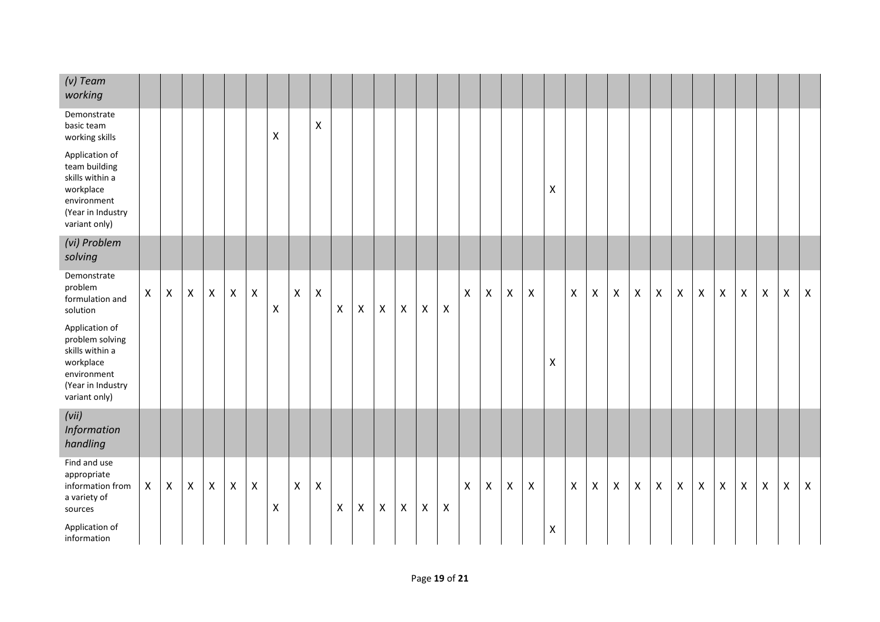| | | | | | | | | | | | | | | | | | | | | | | | | | | | | | | | | |
|---|---|---|---|---|---|---|---|---|---|---|---|---|---|---|---|---|---|---|---|---|---|---|---|---|---|---|---|---|---|---|---|---|
| *(v) Team working* | | | | | | | | | | | | | | | | | | | | | | | | | | | | | | | | |
| Demonstrate basic team working skills | | | | | | | X | | X | | | | | | | | | | | | | | | | | | | | | | | |
| Application of team building skills within a workplace environment (Year in Industry variant only) | | | | | | | | | | | | | | | | | | | | X | | | | | | | | | | | | |
| *(vi) Problem solving* | | | | | | | | | | | | | | | | | | | | | | | | | | | | | | | | |
| Demonstrate problem formulation and solution | X | X | X | X | X | X | X | X | X | X | X | X | X | X | X | X | X | X | X | | X | X | X | X | X | X | X | X | X | X | X | X |
| Application of problem solving skills within a workplace environment (Year in Industry variant only) | | | | | | | | | | | | | | | | | | | | X | | | | | | | | | | | | |
| *(vii) Information handling* | | | | | | | | | | | | | | | | | | | | | | | | | | | | | | | | |
| Find and use appropriate information from a variety of sources | X | X | X | X | X | X | X | X | X | X | X | X | X | X | X | X | X | X | X | | X | X | X | X | X | X | X | X | X | X | X | X |
| Application of information | | | | | | | | | | | | | | | | | | | | X | | | | | | | | | | | | |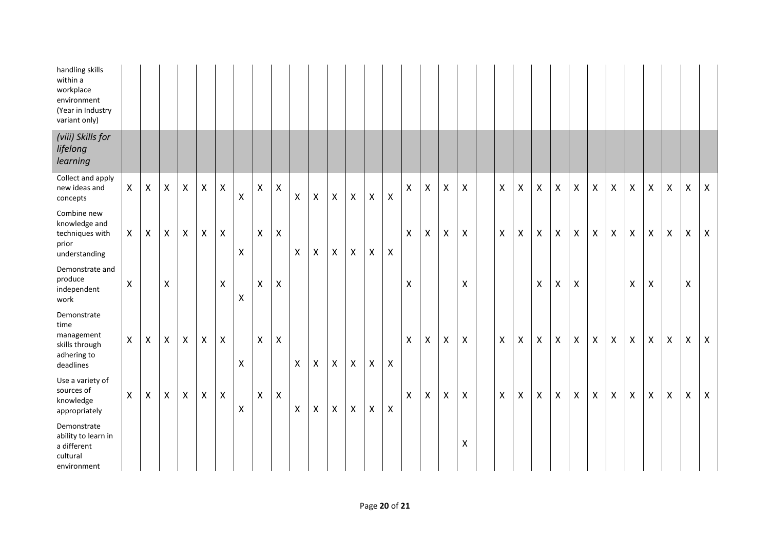| | | | | | | | | | | | | | | | | | | | | | | | | | | | | | | | | |
|---|---|---|---|---|---|---|---|---|---|---|---|---|---|---|---|---|---|---|---|---|---|---|---|---|---|---|---|---|---|---|---|---|
| handling skills within a workplace environment (Year in Industry variant only) | | | | | | | | | | | | | | | | | | | | | | | | | | | | | | | | |
| *(viii) Skills for lifelong learning* | | | | | | | | | | | | | | | | | | | | | | | | | | | | | | | | |
| Collect and apply new ideas and concepts | X | X | X | X | X | X | X | X | X | X | X | X | X | X | X | X | X | X | X | | X | X | X | X | X | X | X | X | X | X | X | X |
| Combine new knowledge and techniques with prior understanding | X | X | X | X | X | X | X | X | X | X | X | X | X | X | X | X | X | X | X | | X | X | X | X | X | X | X | X | X | X | X | X |
| Demonstrate and produce independent work | X | | X | | | X | X | X | X | | | | | | | X | | | X | | | | X | X | X | | | X | X | | X | |
| Demonstrate time management skills through adhering to deadlines | X | X | X | X | X | X | X | X | X | X | X | X | X | X | X | X | X | X | X | | X | X | X | X | X | X | X | X | X | X | X | X |
| Use a variety of sources of knowledge appropriately | X | X | X | X | X | X | X | X | X | X | X | X | X | X | X | X | X | X | X | | X | X | X | X | X | X | X | X | X | X | X | X |
| Demonstrate ability to learn in a different cultural environment | | | | | | | | | | | | | | | | | | | X | | | | | | | | | | | | | |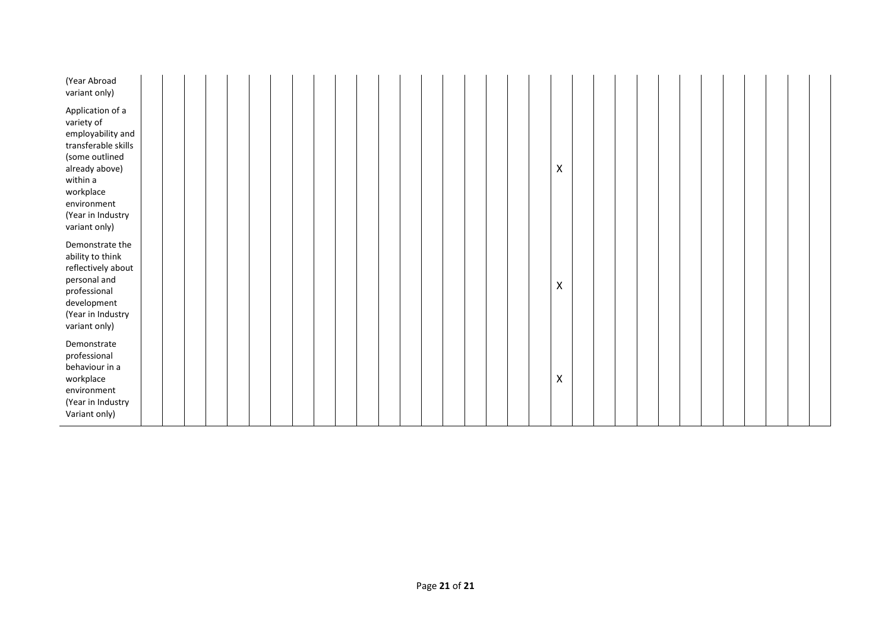| | | | | | | | | | | | | | | | | | | | | | | | | | | | | | | | | |
|---|---|---|---|---|---|---|---|---|---|---|---|---|---|---|---|---|---|---|---|---|---|---|---|---|---|---|---|---|---|---|---|---|
| (Year Abroad variant only) | | | | | | | | | | | | | | | | | | | | | | | | | | | | | | | | |
| Application of a variety of employability and transferable skills (some outlined already above) within a workplace environment (Year in Industry variant only) | | | | | | | | | | | | | | | | | | | | X | | | | | | | | | | | | |
| Demonstrate the ability to think reflectively about personal and professional development (Year in Industry variant only) | | | | | | | | | | | | | | | | | | | | X | | | | | | | | | | | | |
| Demonstrate professional behaviour in a workplace environment (Year in Industry Variant only) | | | | | | | | | | | | | | | | | | | | X | | | | | | | | | | | | |